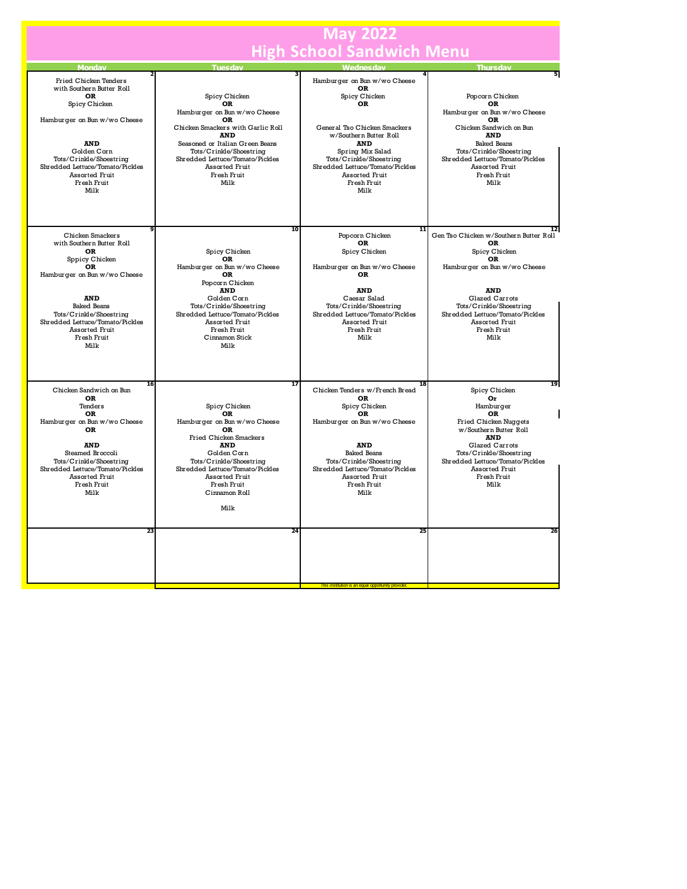# May 2022
# High School Sandwich Menu

| Monday | Tuesday | Wednesday | Thursday |
|---|---|---|---|
| **2**<br>Fried Chicken Tenders<br>with Southern Butter Roll<br>**OR**<br>Spicy Chicken<br><br>Hamburger on Bun w/wo Cheese<br><br>**AND**<br>Golden Corn<br>Tots/Crinkle/Shoestring<br>Shredded Lettuce/Tomato/Pickles<br>Assorted Fruit<br>Fresh Fruit<br>Milk | **3**<br>Spicy Chicken<br>**OR**<br>Hamburger on Bun w/wo Cheese<br>**OR**<br>Chicken Smackers with Garlic Roll<br>**AND**<br>Seasoned or Italian Green Beans<br>Tots/Crinkle/Shoestring<br>Shredded Lettuce/Tomato/Pickles<br>Assorted Fruit<br>Fresh Fruit<br>Milk | **4**<br>Hamburger on Bun w/wo Cheese<br>**OR**<br>Spicy Chicken<br>**OR**<br><br>General Tso Chicken Smackers<br>w/Southern Butter Roll<br>**AND**<br>Spring Mix Salad<br>Tots/Crinkle/Shoestring<br>Shredded Lettuce/Tomato/Pickles<br>Assorted Fruit<br>Fresh Fruit<br>Milk | **5**<br>Popcorn Chicken<br>**OR**<br>Hamburger on Bun w/wo Cheese<br>**OR**<br>Chicken Sandwich on Bun<br>**AND**<br>Baked Beans<br>Tots/Crinkle/Shoestring<br>Shredded Lettuce/Tomato/Pickles<br>Assorted Fruit<br>Fresh Fruit<br>Milk |
| **9**<br>Chicken Smackers<br>with Southern Butter Roll<br>**OR**<br>Sppicy Chicken<br>**OR**<br>Hamburger on Bun w/wo Cheese<br><br>**AND**<br>Baked Beans<br>Tots/Crinkle/Shoestring<br>Shredded Lettuce/Tomato/Pickles<br>Assorted Fruit<br>Fresh Fruit<br>Milk | **10**<br>Spicy Chicken<br>**OR**<br>Hamburger on Bun w/wo Cheese<br>**OR**<br>Popcorn Chicken<br>**AND**<br>Golden Corn<br>Tots/Crinkle/Shoestring<br>Shredded Lettuce/Tomato/Pickles<br>Assorted Fruit<br>Fresh Fruit<br>Cinnamon Stick<br>Milk | **11**<br>Popcorn Chicken<br>**OR**<br>Spicy Chicken<br><br>Hamburger on Bun w/wo Cheese<br>**OR**<br><br>**AND**<br>Caesar Salad<br>Tots/Crinkle/Shoestring<br>Shredded Lettuce/Tomato/Pickles<br>Assorted Fruit<br>Fresh Fruit<br>Milk | **12**<br>Gen Tso Chicken w/Southern Butter Roll<br>**OR**<br>Spicy Chicken<br>**OR**<br>Hamburger on Bun w/wo Cheese<br><br>**AND**<br>Glazed Carrots<br>Tots/Crinkle/Shoestring<br>Shredded Lettuce/Tomato/Pickles<br>Assorted Fruit<br>Fresh Fruit<br>Milk |
| **16**<br>Chicken Sandwich on Bun<br>**OR**<br>Tenders<br>**OR**<br>Hamburger on Bun w/wo Cheese<br>**OR**<br><br>**AND**<br>Steamed Broccoli<br>Tots/Crinkle/Shoestring<br>Shredded Lettuce/Tomato/Pickles<br>Assorted Fruit<br>Fresh Fruit<br>Milk | **17**<br>Spicy Chicken<br>**OR**<br>Hamburger on Bun w/wo Cheese<br>**OR**<br>Fried Chicken Smackers<br>**AND**<br>Golden Corn<br>Tots/Crinkle/Shoestring<br>Shredded Lettuce/Tomato/Pickles<br>Assorted Fruit<br>Fresh Fruit<br>Cinnamon Roll<br><br>Milk | **18**<br>Chicken Tenders w/French Bread<br>**OR**<br>Spicy Chicken<br>**OR**<br>Hamburger on Bun w/wo Cheese<br><br>**AND**<br>Baked Beans<br>Tots/Crinkle/Shoestring<br>Shredded Lettuce/Tomato/Pickles<br>Assorted Fruit<br>Fresh Fruit<br>Milk | **19**<br>Spicy Chicken<br>**Or**<br>Hamburger<br>**OR**<br>Fried Chicken Nuggets<br>w/Southern Butter Roll<br>**AND**<br>Glazed Carrots<br>Tots/Crinkle/Shoestring<br>Shredded Lettuce/Tomato/Pickles<br>Assorted Fruit<br>Fresh Fruit<br>Milk |
| **23** | **24** | **25** | **26** |

This institution is an equal opportunity provider.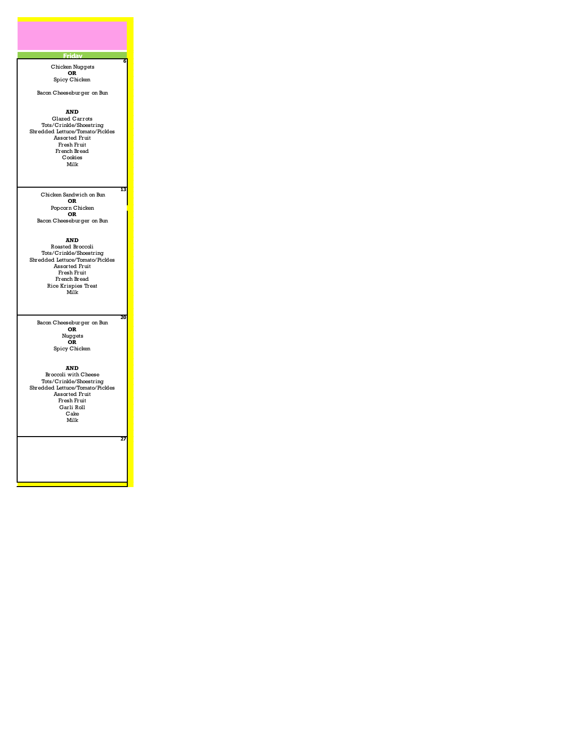| Friday |
| --- |
| 6<br>Chicken Nuggets<br>**OR**<br>Spicy Chicken<br><br>Bacon Cheeseburger on Bun<br><br>**AND**<br>Glazed Carrots<br>Tots/Crinkle/Shoestring<br>Shredded Lettuce/Tomato/Pickles<br>Assorted Fruit<br>Fresh Fruit<br>French Bread<br>Cookies<br>Milk |
| 13<br>Chicken Sandwich on Bun<br>**OR**<br>Popcorn Chicken<br>**OR**<br>Bacon Cheeseburger on Bun<br><br>**AND**<br>Roasted Broccoli<br>Tots/Crinkle/Shoestring<br>Shredded Lettuce/Tomato/Pickles<br>Assorted Fruit<br>Fresh Fruit<br>French Bread<br>Rice Krispies Treat<br>Milk |
| 20<br>Bacon Cheeseburger on Bun<br>**OR**<br>Nuggets<br>**OR**<br>Spicy Chicken<br><br>**AND**<br>Broccoli with Cheese<br>Tots/Crinkle/Shoestring<br>Shredded Lettuce/Tomato/Pickles<br>Assorted Fruit<br>Fresh Fruit<br>Garli Roll<br>Cake<br>Milk |
| 27 |